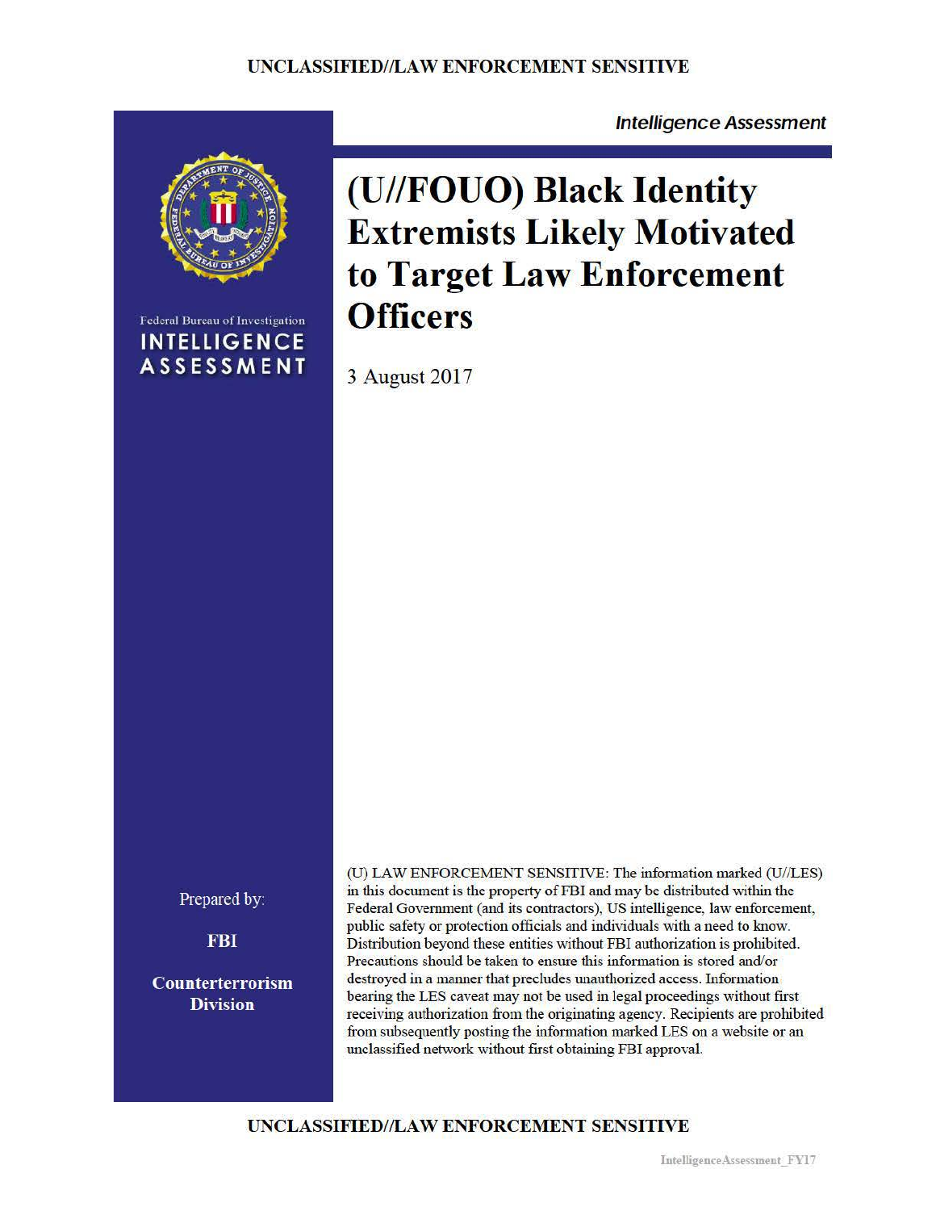UNCLASSIFIED//LAW ENFORCEMENT SENSITIVE

*Intelligence Assessment*

Federal Bureau of Investigation
**INTELLIGENCE ASSESSMENT**

# (U//FOUO) Black Identity Extremists Likely Motivated to Target Law Enforcement Officers

3 August 2017

Prepared by:

**FBI**

**Counterterrorism Division**

(U) LAW ENFORCEMENT SENSITIVE: The information marked (U//LES) in this document is the property of FBI and may be distributed within the Federal Government (and its contractors), US intelligence, law enforcement, public safety or protection officials and individuals with a need to know. Distribution beyond these entities without FBI authorization is prohibited. Precautions should be taken to ensure this information is stored and/or destroyed in a manner that precludes unauthorized access. Information bearing the LES caveat may not be used in legal proceedings without first receiving authorization from the originating agency. Recipients are prohibited from subsequently posting the information marked LES on a website or an unclassified network without first obtaining FBI approval.

UNCLASSIFIED//LAW ENFORCEMENT SENSITIVE

IntelligenceAssessment_FY17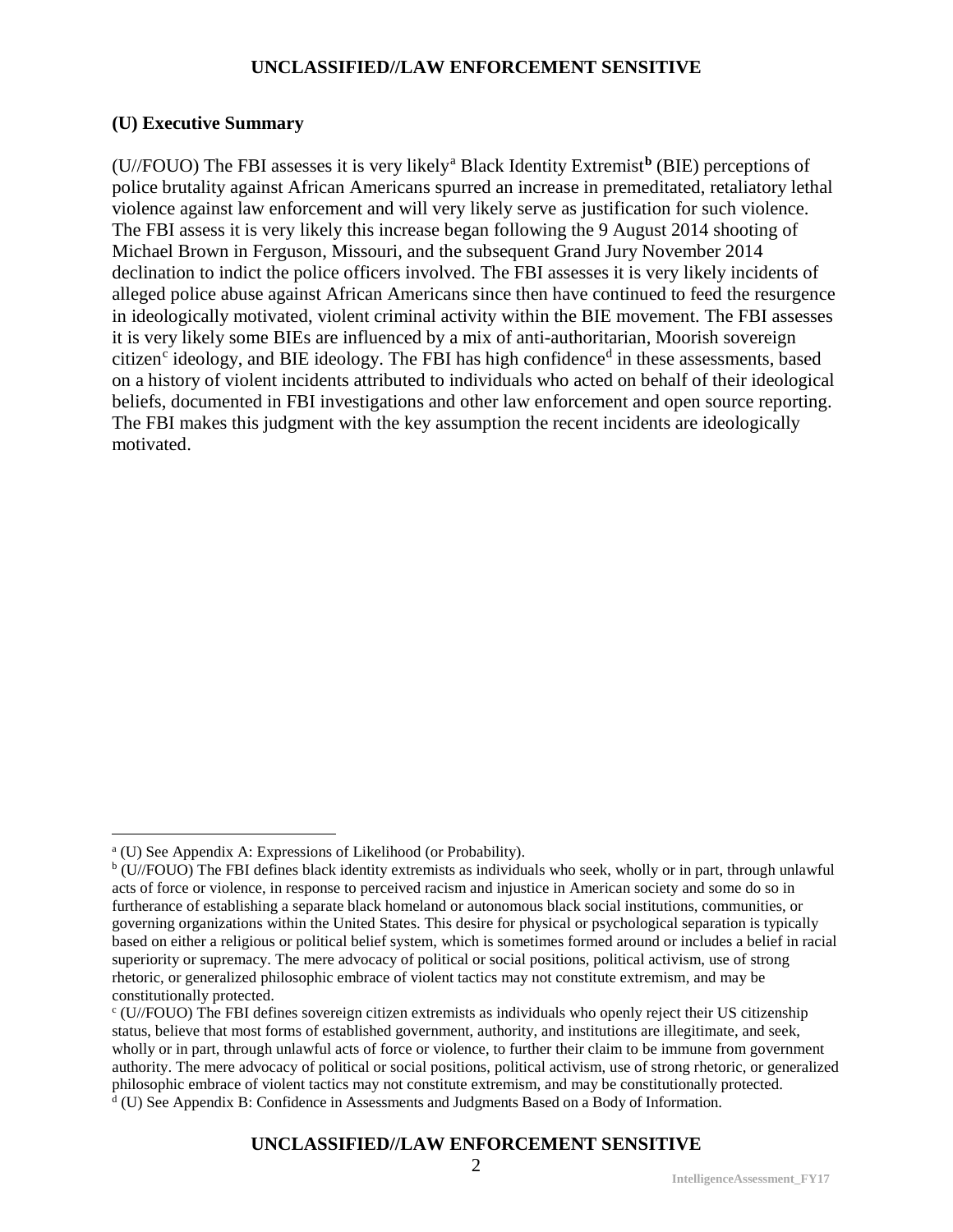## (U) Executive Summary

(U//FOUO) The FBI assesses it is very likely[a] Black Identity Extremist[**b**] (BIE) perceptions of police brutality against African Americans spurred an increase in premeditated, retaliatory lethal violence against law enforcement and will very likely serve as justification for such violence. The FBI assess it is very likely this increase began following the 9 August 2014 shooting of Michael Brown in Ferguson, Missouri, and the subsequent Grand Jury November 2014 declination to indict the police officers involved. The FBI assesses it is very likely incidents of alleged police abuse against African Americans since then have continued to feed the resurgence in ideologically motivated, violent criminal activity within the BIE movement. The FBI assesses it is very likely some BIEs are influenced by a mix of anti-authoritarian, Moorish sovereign citizen[c] ideology, and BIE ideology. The FBI has high confidence[d] in these assessments, based on a history of violent incidents attributed to individuals who acted on behalf of their ideological beliefs, documented in FBI investigations and other law enforcement and open source reporting. The FBI makes this judgment with the key assumption the recent incidents are ideologically motivated.

---

[a] (U) See Appendix A: Expressions of Likelihood (or Probability).

[b] (U//FOUO) The FBI defines black identity extremists as individuals who seek, wholly or in part, through unlawful acts of force or violence, in response to perceived racism and injustice in American society and some do so in furtherance of establishing a separate black homeland or autonomous black social institutions, communities, or governing organizations within the United States. This desire for physical or psychological separation is typically based on either a religious or political belief system, which is sometimes formed around or includes a belief in racial superiority or supremacy. The mere advocacy of political or social positions, political activism, use of strong rhetoric, or generalized philosophic embrace of violent tactics may not constitute extremism, and may be constitutionally protected.

[c] (U//FOUO) The FBI defines sovereign citizen extremists as individuals who openly reject their US citizenship status, believe that most forms of established government, authority, and institutions are illegitimate, and seek, wholly or in part, through unlawful acts of force or violence, to further their claim to be immune from government authority. The mere advocacy of political or social positions, political activism, use of strong rhetoric, or generalized philosophic embrace of violent tactics may not constitute extremism, and may be constitutionally protected.

[d] (U) See Appendix B: Confidence in Assessments and Judgments Based on a Body of Information.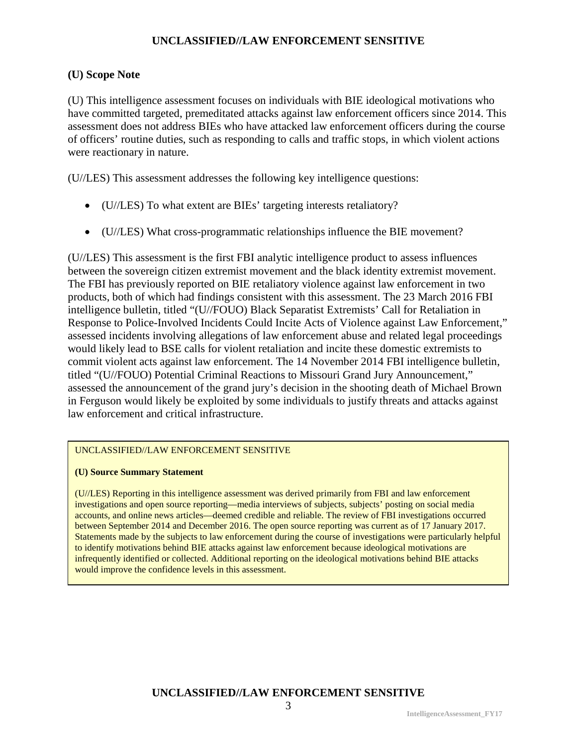## (U) Scope Note

(U) This intelligence assessment focuses on individuals with BIE ideological motivations who have committed targeted, premeditated attacks against law enforcement officers since 2014. This assessment does not address BIEs who have attacked law enforcement officers during the course of officers' routine duties, such as responding to calls and traffic stops, in which violent actions were reactionary in nature.

(U//LES) This assessment addresses the following key intelligence questions:

- (U//LES) To what extent are BIEs' targeting interests retaliatory?
- (U//LES) What cross-programmatic relationships influence the BIE movement?

(U//LES) This assessment is the first FBI analytic intelligence product to assess influences between the sovereign citizen extremist movement and the black identity extremist movement. The FBI has previously reported on BIE retaliatory violence against law enforcement in two products, both of which had findings consistent with this assessment. The 23 March 2016 FBI intelligence bulletin, titled "(U//FOUO) Black Separatist Extremists' Call for Retaliation in Response to Police-Involved Incidents Could Incite Acts of Violence against Law Enforcement," assessed incidents involving allegations of law enforcement abuse and related legal proceedings would likely lead to BSE calls for violent retaliation and incite these domestic extremists to commit violent acts against law enforcement. The 14 November 2014 FBI intelligence bulletin, titled "(U//FOUO) Potential Criminal Reactions to Missouri Grand Jury Announcement," assessed the announcement of the grand jury's decision in the shooting death of Michael Brown in Ferguson would likely be exploited by some individuals to justify threats and attacks against law enforcement and critical infrastructure.

UNCLASSIFIED//LAW ENFORCEMENT SENSITIVE

**(U) Source Summary Statement**

(U//LES) Reporting in this intelligence assessment was derived primarily from FBI and law enforcement investigations and open source reporting—media interviews of subjects, subjects' posting on social media accounts, and online news articles—deemed credible and reliable. The review of FBI investigations occurred between September 2014 and December 2016. The open source reporting was current as of 17 January 2017. Statements made by the subjects to law enforcement during the course of investigations were particularly helpful to identify motivations behind BIE attacks against law enforcement because ideological motivations are infrequently identified or collected. Additional reporting on the ideological motivations behind BIE attacks would improve the confidence levels in this assessment.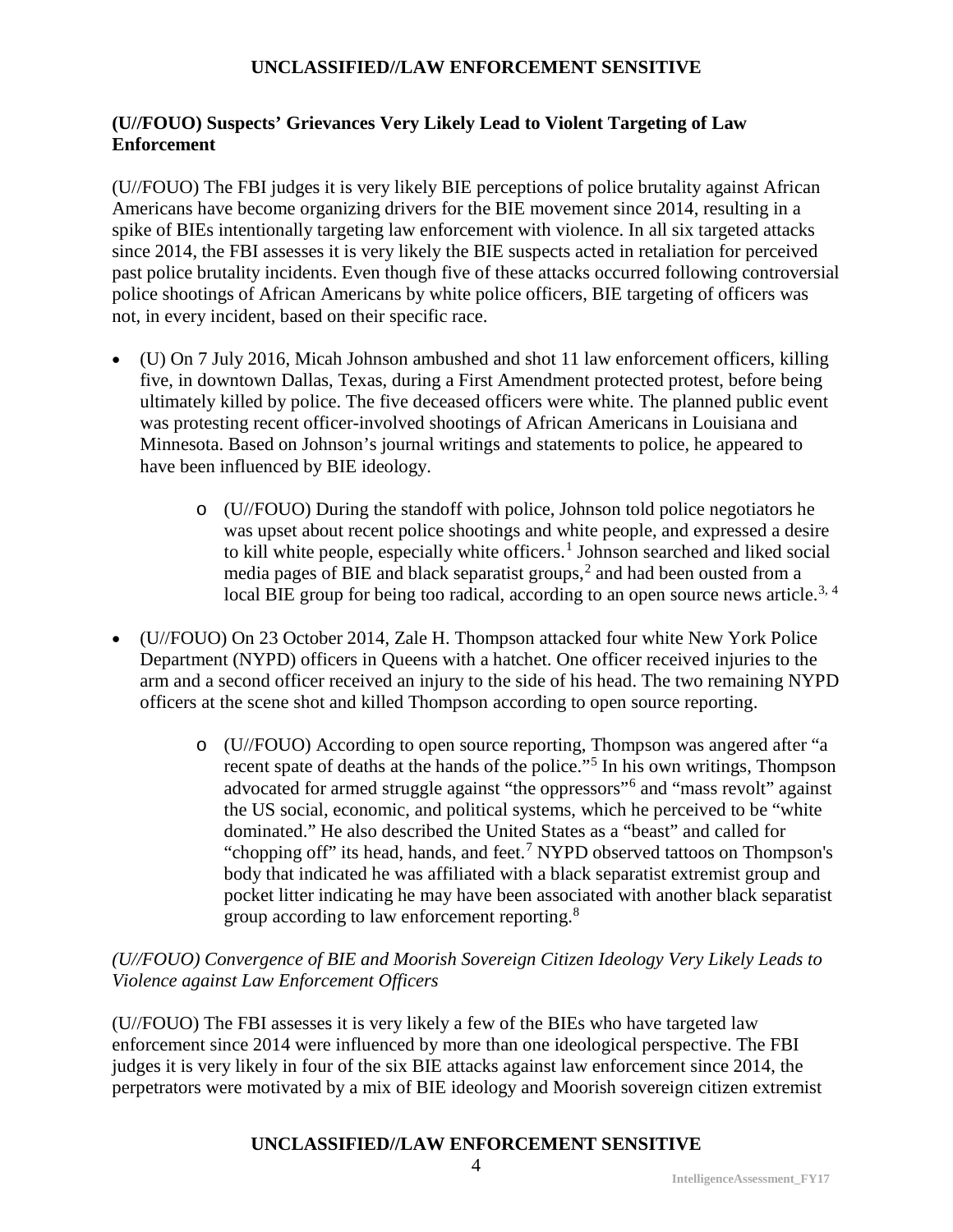**(U//FOUO) Suspects' Grievances Very Likely Lead to Violent Targeting of Law Enforcement**

(U//FOUO) The FBI judges it is very likely BIE perceptions of police brutality against African Americans have become organizing drivers for the BIE movement since 2014, resulting in a spike of BIEs intentionally targeting law enforcement with violence. In all six targeted attacks since 2014, the FBI assesses it is very likely the BIE suspects acted in retaliation for perceived past police brutality incidents. Even though five of these attacks occurred following controversial police shootings of African Americans by white police officers, BIE targeting of officers was not, in every incident, based on their specific race.

- (U) On 7 July 2016, Micah Johnson ambushed and shot 11 law enforcement officers, killing five, in downtown Dallas, Texas, during a First Amendment protected protest, before being ultimately killed by police. The five deceased officers were white. The planned public event was protesting recent officer-involved shootings of African Americans in Louisiana and Minnesota. Based on Johnson's journal writings and statements to police, he appeared to have been influenced by BIE ideology.
    - (U//FOUO) During the standoff with police, Johnson told police negotiators he was upset about recent police shootings and white people, and expressed a desire to kill white people, especially white officers.[1] Johnson searched and liked social media pages of BIE and black separatist groups,[2] and had been ousted from a local BIE group for being too radical, according to an open source news article.[3, 4]
- (U//FOUO) On 23 October 2014, Zale H. Thompson attacked four white New York Police Department (NYPD) officers in Queens with a hatchet. One officer received injuries to the arm and a second officer received an injury to the side of his head. The two remaining NYPD officers at the scene shot and killed Thompson according to open source reporting.
    - (U//FOUO) According to open source reporting, Thompson was angered after "a recent spate of deaths at the hands of the police."[5] In his own writings, Thompson advocated for armed struggle against "the oppressors"[6] and "mass revolt" against the US social, economic, and political systems, which he perceived to be "white dominated." He also described the United States as a "beast" and called for "chopping off" its head, hands, and feet.[7] NYPD observed tattoos on Thompson's body that indicated he was affiliated with a black separatist extremist group and pocket litter indicating he may have been associated with another black separatist group according to law enforcement reporting.[8]

*(U//FOUO) Convergence of BIE and Moorish Sovereign Citizen Ideology Very Likely Leads to Violence against Law Enforcement Officers*

(U//FOUO) The FBI assesses it is very likely a few of the BIEs who have targeted law enforcement since 2014 were influenced by more than one ideological perspective. The FBI judges it is very likely in four of the six BIE attacks against law enforcement since 2014, the perpetrators were motivated by a mix of BIE ideology and Moorish sovereign citizen extremist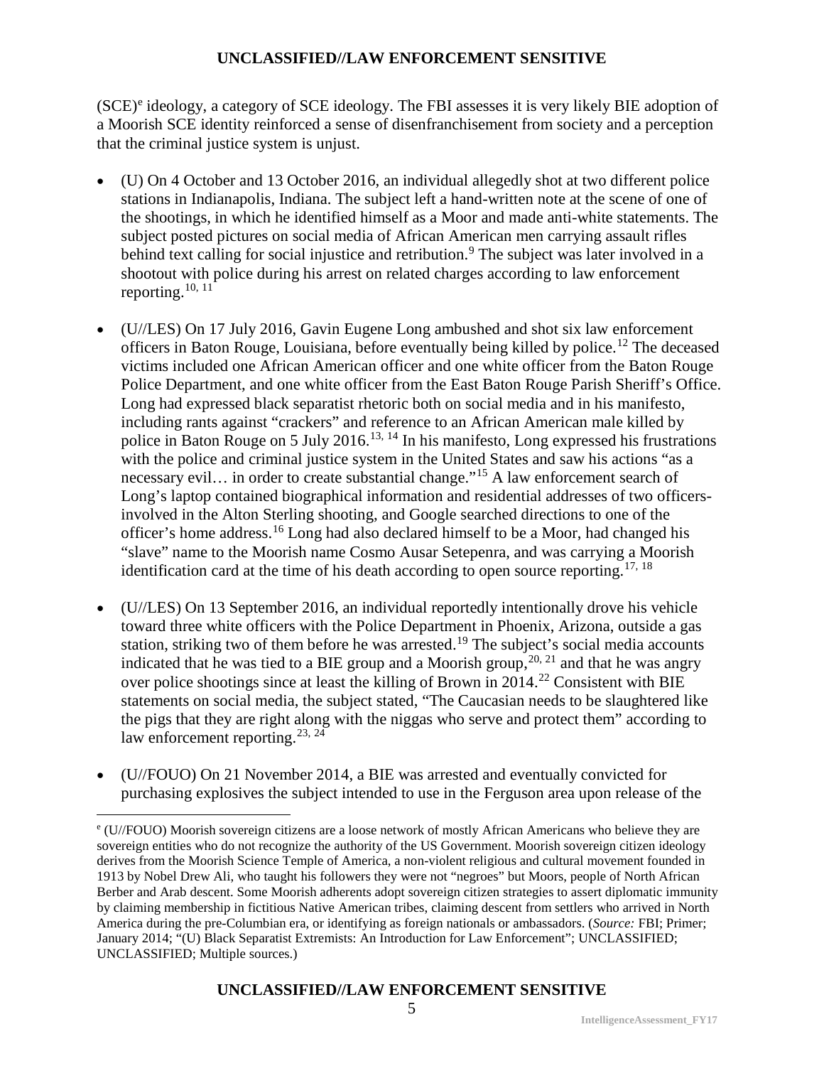(SCE)[e] ideology, a category of SCE ideology. The FBI assesses it is very likely BIE adoption of a Moorish SCE identity reinforced a sense of disenfranchisement from society and a perception that the criminal justice system is unjust.

- (U) On 4 October and 13 October 2016, an individual allegedly shot at two different police stations in Indianapolis, Indiana. The subject left a hand-written note at the scene of one of the shootings, in which he identified himself as a Moor and made anti-white statements. The subject posted pictures on social media of African American men carrying assault rifles behind text calling for social injustice and retribution.[9] The subject was later involved in a shootout with police during his arrest on related charges according to law enforcement reporting.[10, 11]

- (U//LES) On 17 July 2016, Gavin Eugene Long ambushed and shot six law enforcement officers in Baton Rouge, Louisiana, before eventually being killed by police.[12] The deceased victims included one African American officer and one white officer from the Baton Rouge Police Department, and one white officer from the East Baton Rouge Parish Sheriff's Office. Long had expressed black separatist rhetoric both on social media and in his manifesto, including rants against "crackers" and reference to an African American male killed by police in Baton Rouge on 5 July 2016.[13, 14] In his manifesto, Long expressed his frustrations with the police and criminal justice system in the United States and saw his actions "as a necessary evil… in order to create substantial change."[15] A law enforcement search of Long's laptop contained biographical information and residential addresses of two officers-involved in the Alton Sterling shooting, and Google searched directions to one of the officer's home address.[16] Long had also declared himself to be a Moor, had changed his "slave" name to the Moorish name Cosmo Ausar Setepenra, and was carrying a Moorish identification card at the time of his death according to open source reporting.[17, 18]

- (U//LES) On 13 September 2016, an individual reportedly intentionally drove his vehicle toward three white officers with the Police Department in Phoenix, Arizona, outside a gas station, striking two of them before he was arrested.[19] The subject's social media accounts indicated that he was tied to a BIE group and a Moorish group,[20, 21] and that he was angry over police shootings since at least the killing of Brown in 2014.[22] Consistent with BIE statements on social media, the subject stated, "The Caucasian needs to be slaughtered like the pigs that they are right along with the niggas who serve and protect them" according to law enforcement reporting.[23, 24]

- (U//FOUO) On 21 November 2014, a BIE was arrested and eventually convicted for purchasing explosives the subject intended to use in the Ferguson area upon release of the

---

[e] (U//FOUO) Moorish sovereign citizens are a loose network of mostly African Americans who believe they are sovereign entities who do not recognize the authority of the US Government. Moorish sovereign citizen ideology derives from the Moorish Science Temple of America, a non-violent religious and cultural movement founded in 1913 by Nobel Drew Ali, who taught his followers they were not "negroes" but Moors, people of North African Berber and Arab descent. Some Moorish adherents adopt sovereign citizen strategies to assert diplomatic immunity by claiming membership in fictitious Native American tribes, claiming descent from settlers who arrived in North America during the pre-Columbian era, or identifying as foreign nationals or ambassadors. (*Source:* FBI; Primer; January 2014; "(U) Black Separatist Extremists: An Introduction for Law Enforcement"; UNCLASSIFIED; UNCLASSIFIED; Multiple sources.)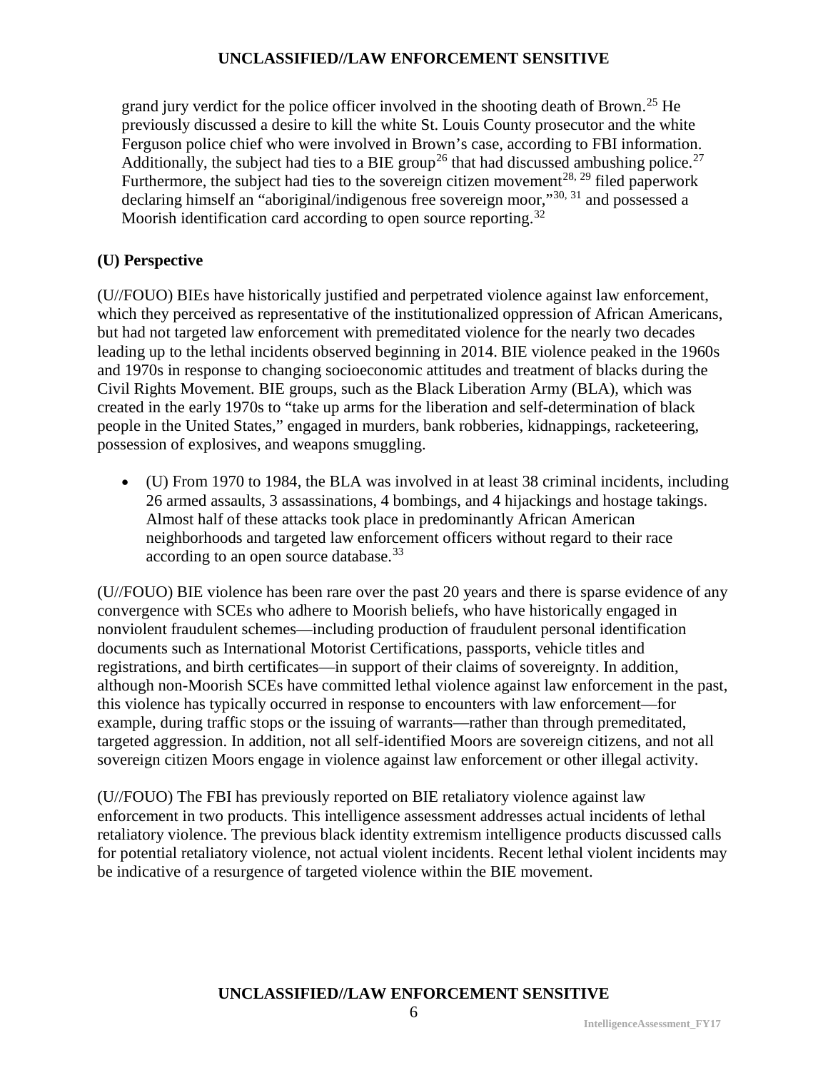grand jury verdict for the police officer involved in the shooting death of Brown.[25] He previously discussed a desire to kill the white St. Louis County prosecutor and the white Ferguson police chief who were involved in Brown's case, according to FBI information. Additionally, the subject had ties to a BIE group[26] that had discussed ambushing police.[27] Furthermore, the subject had ties to the sovereign citizen movement[28, 29] filed paperwork declaring himself an "aboriginal/indigenous free sovereign moor,"[30, 31] and possessed a Moorish identification card according to open source reporting.[32]

**(U) Perspective**

(U//FOUO) BIEs have historically justified and perpetrated violence against law enforcement, which they perceived as representative of the institutionalized oppression of African Americans, but had not targeted law enforcement with premeditated violence for the nearly two decades leading up to the lethal incidents observed beginning in 2014. BIE violence peaked in the 1960s and 1970s in response to changing socioeconomic attitudes and treatment of blacks during the Civil Rights Movement. BIE groups, such as the Black Liberation Army (BLA), which was created in the early 1970s to "take up arms for the liberation and self-determination of black people in the United States," engaged in murders, bank robberies, kidnappings, racketeering, possession of explosives, and weapons smuggling.

- (U) From 1970 to 1984, the BLA was involved in at least 38 criminal incidents, including 26 armed assaults, 3 assassinations, 4 bombings, and 4 hijackings and hostage takings. Almost half of these attacks took place in predominantly African American neighborhoods and targeted law enforcement officers without regard to their race according to an open source database.[33]

(U//FOUO) BIE violence has been rare over the past 20 years and there is sparse evidence of any convergence with SCEs who adhere to Moorish beliefs, who have historically engaged in nonviolent fraudulent schemes—including production of fraudulent personal identification documents such as International Motorist Certifications, passports, vehicle titles and registrations, and birth certificates—in support of their claims of sovereignty. In addition, although non-Moorish SCEs have committed lethal violence against law enforcement in the past, this violence has typically occurred in response to encounters with law enforcement—for example, during traffic stops or the issuing of warrants—rather than through premeditated, targeted aggression. In addition, not all self-identified Moors are sovereign citizens, and not all sovereign citizen Moors engage in violence against law enforcement or other illegal activity.

(U//FOUO) The FBI has previously reported on BIE retaliatory violence against law enforcement in two products. This intelligence assessment addresses actual incidents of lethal retaliatory violence. The previous black identity extremism intelligence products discussed calls for potential retaliatory violence, not actual violent incidents. Recent lethal violent incidents may be indicative of a resurgence of targeted violence within the BIE movement.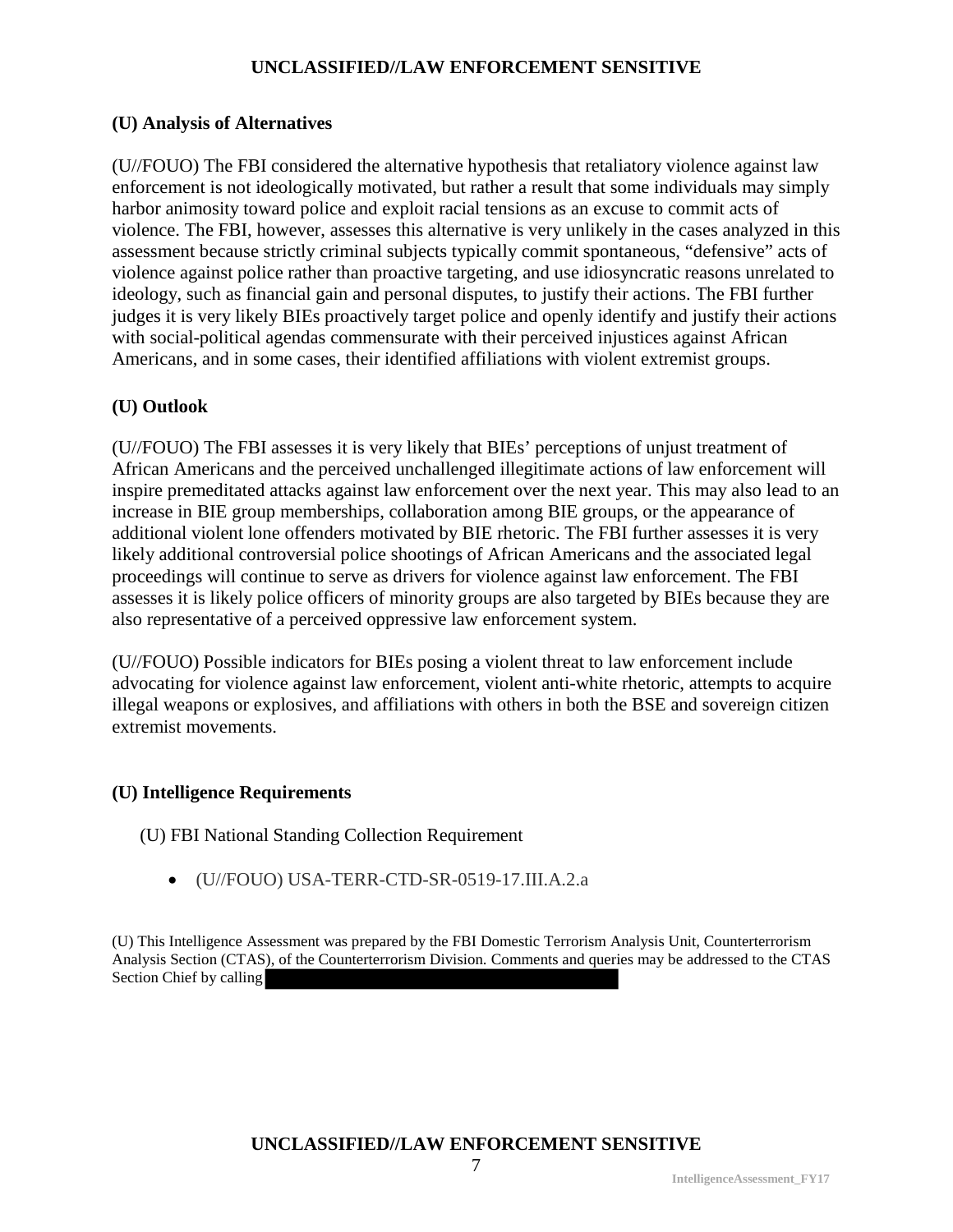## (U) Analysis of Alternatives

(U//FOUO) The FBI considered the alternative hypothesis that retaliatory violence against law enforcement is not ideologically motivated, but rather a result that some individuals may simply harbor animosity toward police and exploit racial tensions as an excuse to commit acts of violence. The FBI, however, assesses this alternative is very unlikely in the cases analyzed in this assessment because strictly criminal subjects typically commit spontaneous, "defensive" acts of violence against police rather than proactive targeting, and use idiosyncratic reasons unrelated to ideology, such as financial gain and personal disputes, to justify their actions. The FBI further judges it is very likely BIEs proactively target police and openly identify and justify their actions with social-political agendas commensurate with their perceived injustices against African Americans, and in some cases, their identified affiliations with violent extremist groups.

## (U) Outlook

(U//FOUO) The FBI assesses it is very likely that BIEs' perceptions of unjust treatment of African Americans and the perceived unchallenged illegitimate actions of law enforcement will inspire premeditated attacks against law enforcement over the next year. This may also lead to an increase in BIE group memberships, collaboration among BIE groups, or the appearance of additional violent lone offenders motivated by BIE rhetoric. The FBI further assesses it is very likely additional controversial police shootings of African Americans and the associated legal proceedings will continue to serve as drivers for violence against law enforcement. The FBI assesses it is likely police officers of minority groups are also targeted by BIEs because they are also representative of a perceived oppressive law enforcement system.

(U//FOUO) Possible indicators for BIEs posing a violent threat to law enforcement include advocating for violence against law enforcement, violent anti-white rhetoric, attempts to acquire illegal weapons or explosives, and affiliations with others in both the BSE and sovereign citizen extremist movements.

## (U) Intelligence Requirements

(U) FBI National Standing Collection Requirement

- (U//FOUO) USA-TERR-CTD-SR-0519-17.III.A.2.a

(U) This Intelligence Assessment was prepared by the FBI Domestic Terrorism Analysis Unit, Counterterrorism Analysis Section (CTAS), of the Counterterrorism Division. Comments and queries may be addressed to the CTAS Section Chief by calling [REDACTED]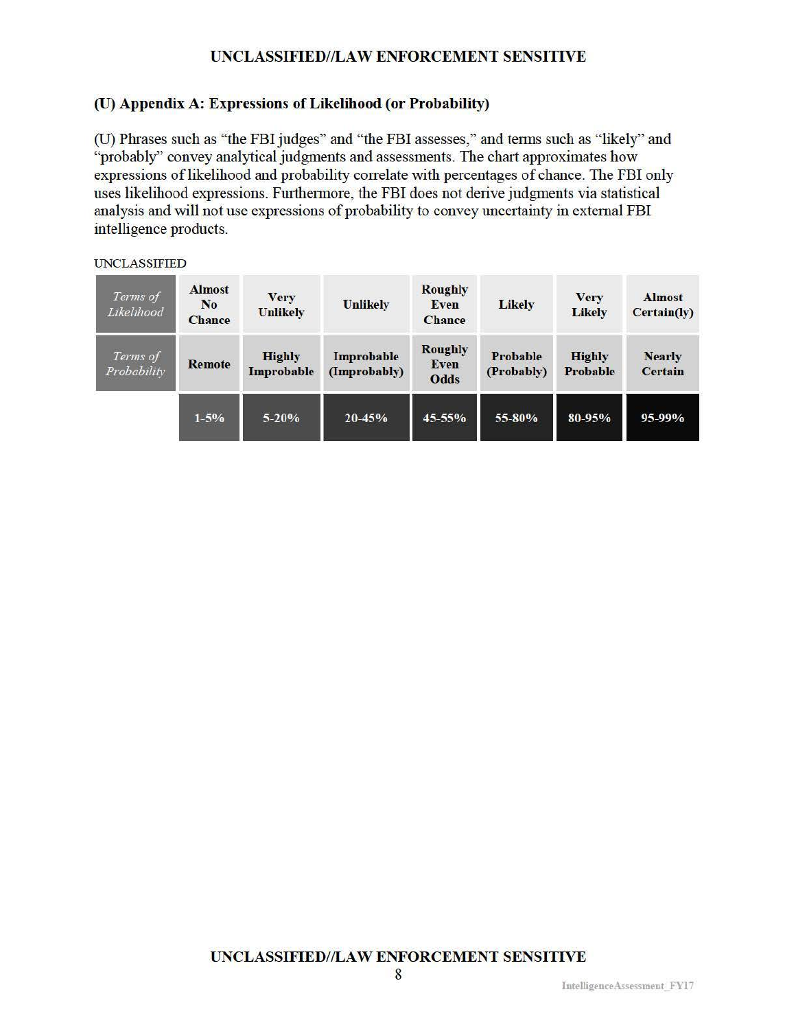## (U) Appendix A: Expressions of Likelihood (or Probability)

(U) Phrases such as "the FBI judges" and "the FBI assesses," and terms such as "likely" and "probably" convey analytical judgments and assessments. The chart approximates how expressions of likelihood and probability correlate with percentages of chance. The FBI only uses likelihood expressions. Furthermore, the FBI does not derive judgments via statistical analysis and will not use expressions of probability to convey uncertainty in external FBI intelligence products.

UNCLASSIFIED

| *Terms of Likelihood* | **Almost No Chance** | **Very Unlikely** | **Unlikely** | **Roughly Even Chance** | **Likely** | **Very Likely** | **Almost Certain(ly)** |
|---|---|---|---|---|---|---|---|
| *Terms of Probability* | **Remote** | **Highly Improbable** | **Improbable (Improbably)** | **Roughly Even Odds** | **Probable (Probably)** | **Highly Probable** | **Nearly Certain** |
| | **1-5%** | **5-20%** | **20-45%** | **45-55%** | **55-80%** | **80-95%** | **95-99%** |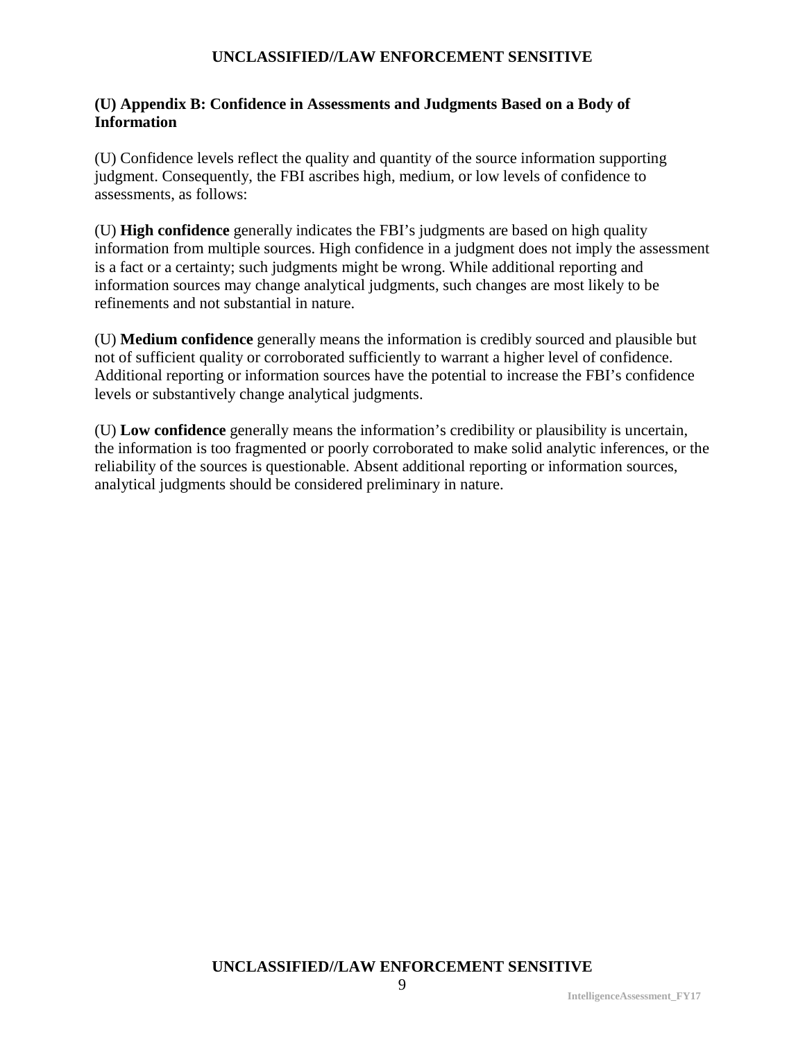## (U) Appendix B: Confidence in Assessments and Judgments Based on a Body of Information

(U) Confidence levels reflect the quality and quantity of the source information supporting judgment. Consequently, the FBI ascribes high, medium, or low levels of confidence to assessments, as follows:

(U) **High confidence** generally indicates the FBI's judgments are based on high quality information from multiple sources. High confidence in a judgment does not imply the assessment is a fact or a certainty; such judgments might be wrong. While additional reporting and information sources may change analytical judgments, such changes are most likely to be refinements and not substantial in nature.

(U) **Medium confidence** generally means the information is credibly sourced and plausible but not of sufficient quality or corroborated sufficiently to warrant a higher level of confidence. Additional reporting or information sources have the potential to increase the FBI's confidence levels or substantively change analytical judgments.

(U) **Low confidence** generally means the information's credibility or plausibility is uncertain, the information is too fragmented or poorly corroborated to make solid analytic inferences, or the reliability of the sources is questionable. Absent additional reporting or information sources, analytical judgments should be considered preliminary in nature.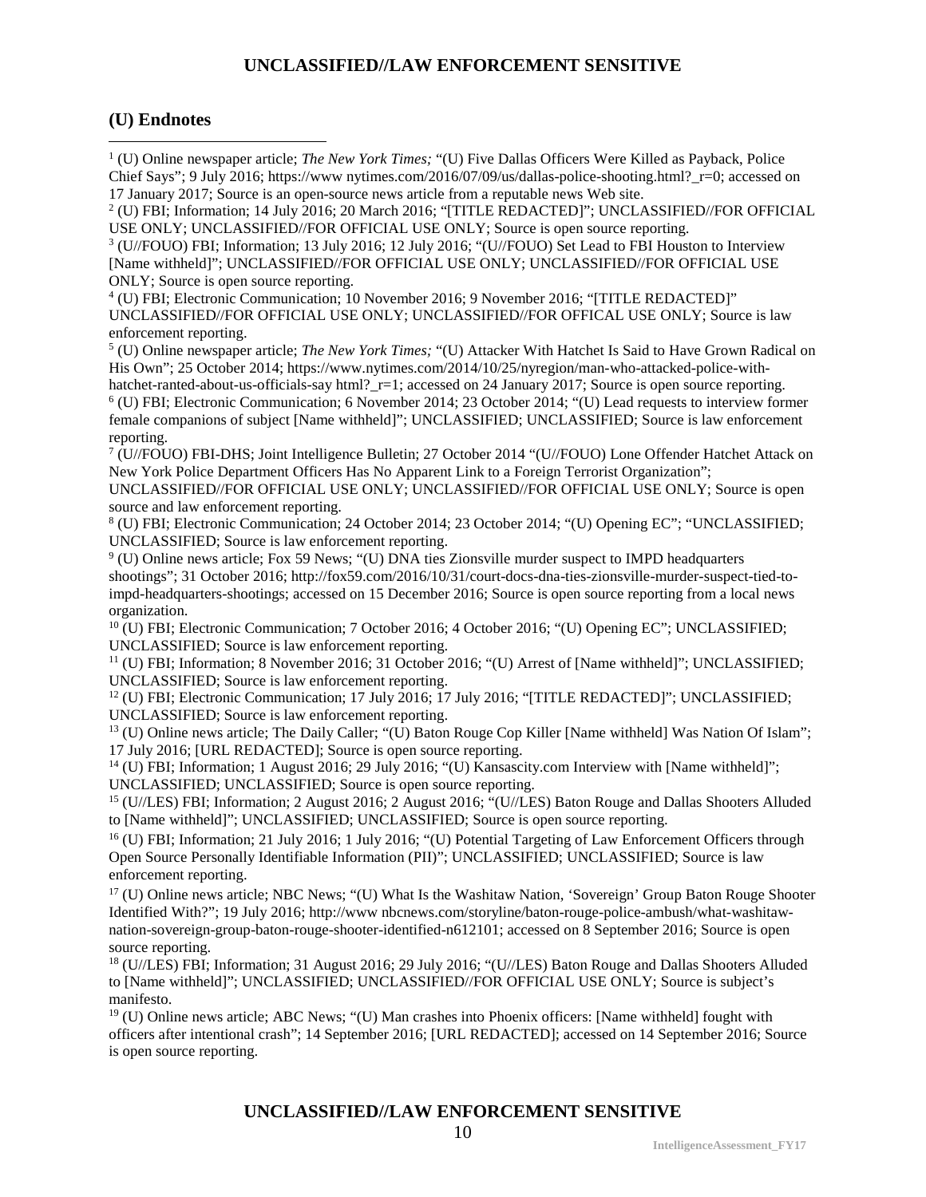## (U) Endnotes

[1] (U) Online newspaper article; *The New York Times;* "(U) Five Dallas Officers Were Killed as Payback, Police Chief Says"; 9 July 2016; https://www nytimes.com/2016/07/09/us/dallas-police-shooting.html?_r=0; accessed on 17 January 2017; Source is an open-source news article from a reputable news Web site.

[2] (U) FBI; Information; 14 July 2016; 20 March 2016; "[TITLE REDACTED]"; UNCLASSIFIED//FOR OFFICIAL USE ONLY; UNCLASSIFIED//FOR OFFICIAL USE ONLY; Source is open source reporting.

[3] (U//FOUO) FBI; Information; 13 July 2016; 12 July 2016; "(U//FOUO) Set Lead to FBI Houston to Interview [Name withheld]"; UNCLASSIFIED//FOR OFFICIAL USE ONLY; UNCLASSIFIED//FOR OFFICIAL USE ONLY; Source is open source reporting.

[4] (U) FBI; Electronic Communication; 10 November 2016; 9 November 2016; "[TITLE REDACTED]" UNCLASSIFIED//FOR OFFICIAL USE ONLY; UNCLASSIFIED//FOR OFFICAL USE ONLY; Source is law enforcement reporting.

[5] (U) Online newspaper article; *The New York Times;* "(U) Attacker With Hatchet Is Said to Have Grown Radical on His Own"; 25 October 2014; https://www.nytimes.com/2014/10/25/nyregion/man-who-attacked-police-with-hatchet-ranted-about-us-officials-say html?_r=1; accessed on 24 January 2017; Source is open source reporting.

[6] (U) FBI; Electronic Communication; 6 November 2014; 23 October 2014; "(U) Lead requests to interview former female companions of subject [Name withheld]"; UNCLASSIFIED; UNCLASSIFIED; Source is law enforcement reporting.

[7] (U//FOUO) FBI-DHS; Joint Intelligence Bulletin; 27 October 2014 "(U//FOUO) Lone Offender Hatchet Attack on New York Police Department Officers Has No Apparent Link to a Foreign Terrorist Organization"; UNCLASSIFIED//FOR OFFICIAL USE ONLY; UNCLASSIFIED//FOR OFFICIAL USE ONLY; Source is open source and law enforcement reporting.

[8] (U) FBI; Electronic Communication; 24 October 2014; 23 October 2014; "(U) Opening EC"; "UNCLASSIFIED; UNCLASSIFIED; Source is law enforcement reporting.

[9] (U) Online news article; Fox 59 News; "(U) DNA ties Zionsville murder suspect to IMPD headquarters shootings"; 31 October 2016; http://fox59.com/2016/10/31/court-docs-dna-ties-zionsville-murder-suspect-tied-to-impd-headquarters-shootings; accessed on 15 December 2016; Source is open source reporting from a local news organization.

[10] (U) FBI; Electronic Communication; 7 October 2016; 4 October 2016; "(U) Opening EC"; UNCLASSIFIED; UNCLASSIFIED; Source is law enforcement reporting.

[11] (U) FBI; Information; 8 November 2016; 31 October 2016; "(U) Arrest of [Name withheld]"; UNCLASSIFIED; UNCLASSIFIED; Source is law enforcement reporting.

[12] (U) FBI; Electronic Communication; 17 July 2016; 17 July 2016; "[TITLE REDACTED]"; UNCLASSIFIED; UNCLASSIFIED; Source is law enforcement reporting.

[13] (U) Online news article; The Daily Caller; "(U) Baton Rouge Cop Killer [Name withheld] Was Nation Of Islam"; 17 July 2016; [URL REDACTED]; Source is open source reporting.

[14] (U) FBI; Information; 1 August 2016; 29 July 2016; "(U) Kansascity.com Interview with [Name withheld]"; UNCLASSIFIED; UNCLASSIFIED; Source is open source reporting.

[15] (U//LES) FBI; Information; 2 August 2016; 2 August 2016; "(U//LES) Baton Rouge and Dallas Shooters Alluded to [Name withheld]"; UNCLASSIFIED; UNCLASSIFIED; Source is open source reporting.

[16] (U) FBI; Information; 21 July 2016; 1 July 2016; "(U) Potential Targeting of Law Enforcement Officers through Open Source Personally Identifiable Information (PII)"; UNCLASSIFIED; UNCLASSIFIED; Source is law enforcement reporting.

[17] (U) Online news article; NBC News; "(U) What Is the Washitaw Nation, 'Sovereign' Group Baton Rouge Shooter Identified With?"; 19 July 2016; http://www nbcnews.com/storyline/baton-rouge-police-ambush/what-washitaw-nation-sovereign-group-baton-rouge-shooter-identified-n612101; accessed on 8 September 2016; Source is open source reporting.

[18] (U//LES) FBI; Information; 31 August 2016; 29 July 2016; "(U//LES) Baton Rouge and Dallas Shooters Alluded to [Name withheld]"; UNCLASSIFIED; UNCLASSIFIED//FOR OFFICIAL USE ONLY; Source is subject's manifesto.

[19] (U) Online news article; ABC News; "(U) Man crashes into Phoenix officers: [Name withheld] fought with officers after intentional crash"; 14 September 2016; [URL REDACTED]; accessed on 14 September 2016; Source is open source reporting.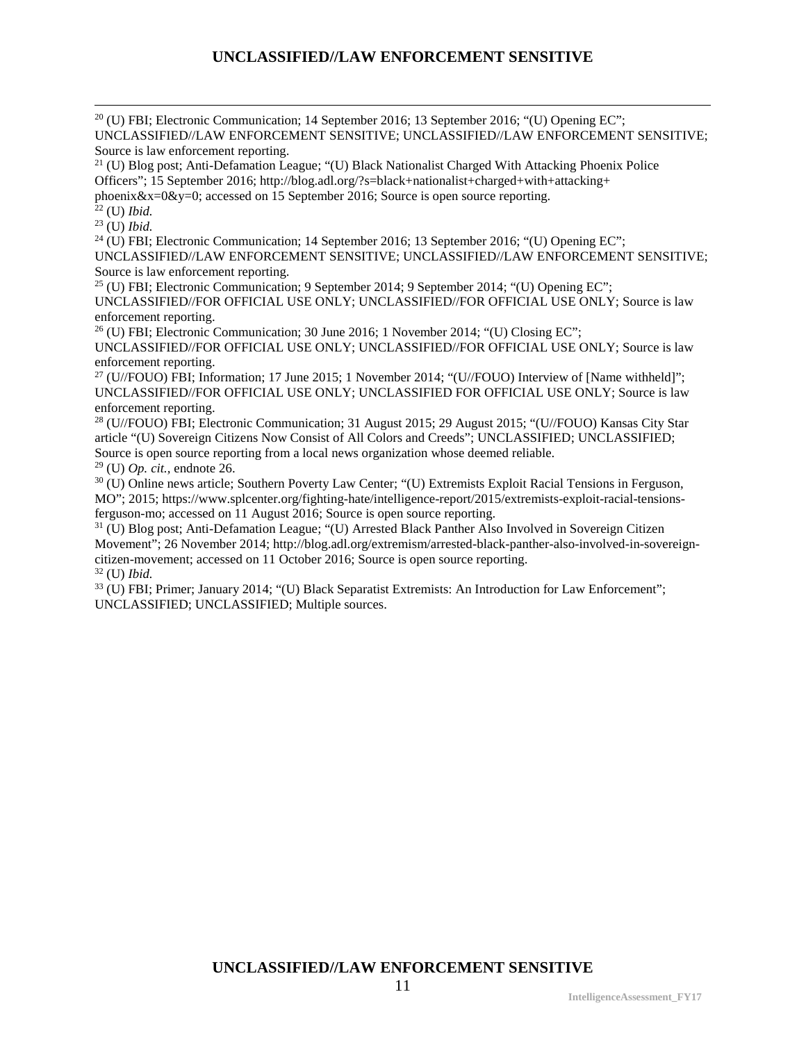[20] (U) FBI; Electronic Communication; 14 September 2016; 13 September 2016; "(U) Opening EC"; UNCLASSIFIED//LAW ENFORCEMENT SENSITIVE; UNCLASSIFIED//LAW ENFORCEMENT SENSITIVE; Source is law enforcement reporting.

[21] (U) Blog post; Anti-Defamation League; "(U) Black Nationalist Charged With Attacking Phoenix Police Officers"; 15 September 2016; http://blog.adl.org/?s=black+nationalist+charged+with+attacking+phoenix&x=0&y=0; accessed on 15 September 2016; Source is open source reporting.

[22] (U) *Ibid.*

[23] (U) *Ibid.*

[24] (U) FBI; Electronic Communication; 14 September 2016; 13 September 2016; "(U) Opening EC"; UNCLASSIFIED//LAW ENFORCEMENT SENSITIVE; UNCLASSIFIED//LAW ENFORCEMENT SENSITIVE; Source is law enforcement reporting.

[25] (U) FBI; Electronic Communication; 9 September 2014; 9 September 2014; "(U) Opening EC"; UNCLASSIFIED//FOR OFFICIAL USE ONLY; UNCLASSIFIED//FOR OFFICIAL USE ONLY; Source is law enforcement reporting.

[26] (U) FBI; Electronic Communication; 30 June 2016; 1 November 2014; "(U) Closing EC"; UNCLASSIFIED//FOR OFFICIAL USE ONLY; UNCLASSIFIED//FOR OFFICIAL USE ONLY; Source is law enforcement reporting.

[27] (U//FOUO) FBI; Information; 17 June 2015; 1 November 2014; "(U//FOUO) Interview of [Name withheld]"; UNCLASSIFIED//FOR OFFICIAL USE ONLY; UNCLASSIFIED FOR OFFICIAL USE ONLY; Source is law enforcement reporting.

[28] (U//FOUO) FBI; Electronic Communication; 31 August 2015; 29 August 2015; "(U//FOUO) Kansas City Star article "(U) Sovereign Citizens Now Consist of All Colors and Creeds"; UNCLASSIFIED; UNCLASSIFIED; Source is open source reporting from a local news organization whose deemed reliable.

[29] (U) *Op. cit.*, endnote 26.

[30] (U) Online news article; Southern Poverty Law Center; "(U) Extremists Exploit Racial Tensions in Ferguson, MO"; 2015; https://www.splcenter.org/fighting-hate/intelligence-report/2015/extremists-exploit-racial-tensions-ferguson-mo; accessed on 11 August 2016; Source is open source reporting.

[31] (U) Blog post; Anti-Defamation League; "(U) Arrested Black Panther Also Involved in Sovereign Citizen Movement"; 26 November 2014; http://blog.adl.org/extremism/arrested-black-panther-also-involved-in-sovereign-citizen-movement; accessed on 11 October 2016; Source is open source reporting.

[32] (U) *Ibid.*

[33] (U) FBI; Primer; January 2014; "(U) Black Separatist Extremists: An Introduction for Law Enforcement"; UNCLASSIFIED; UNCLASSIFIED; Multiple sources.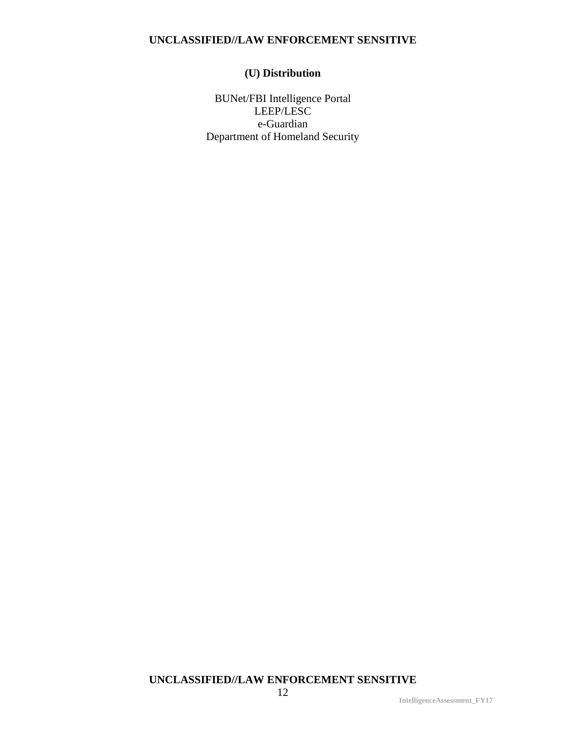**(U) Distribution**

BUNet/FBI Intelligence Portal
LEEP/LESC
e-Guardian
Department of Homeland Security